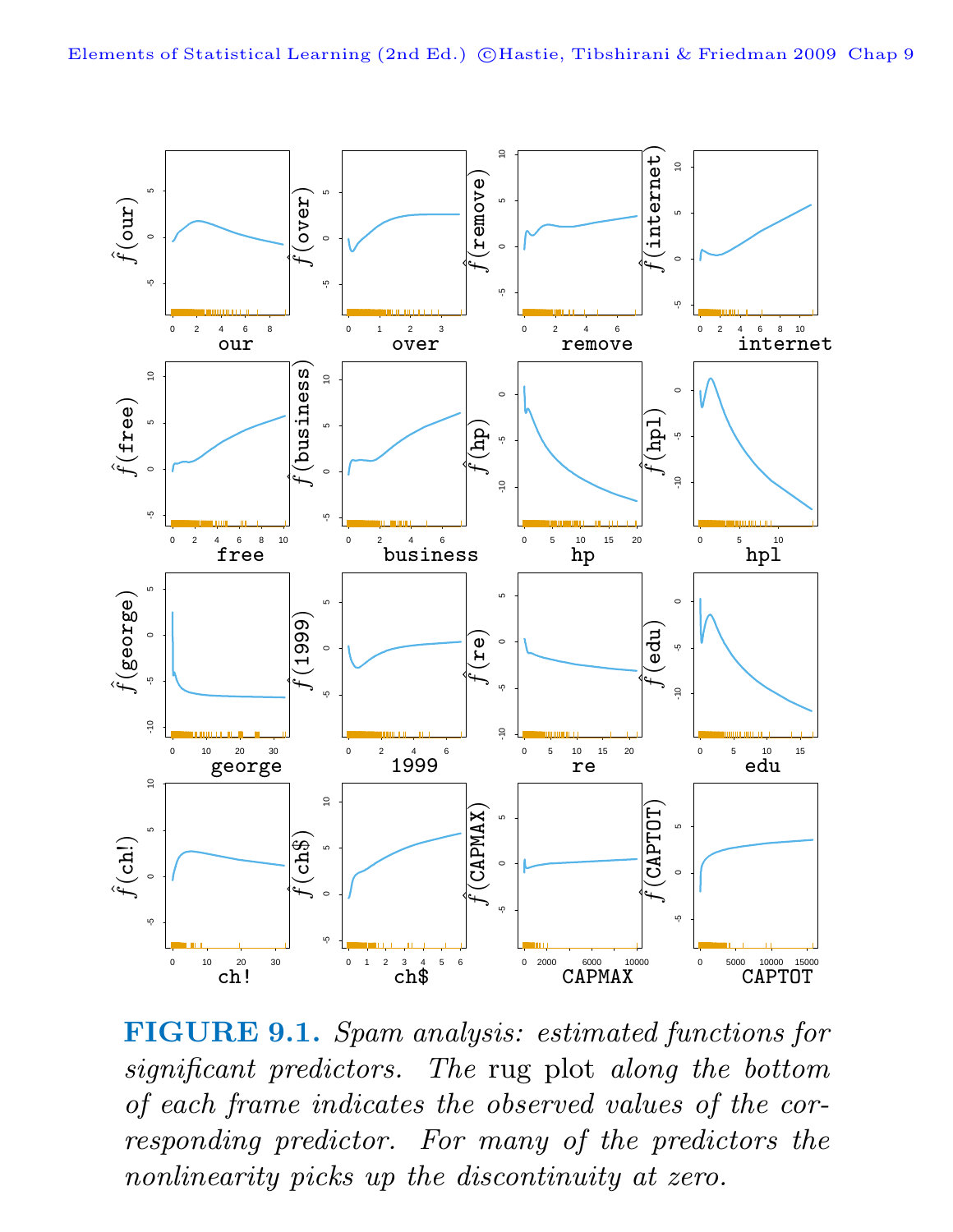**FIGURE 9.1.** *Spam analysis: estimated functions for significant predictors. The* rug plot *along the bottom of each frame indicates the observed values of the corresponding predictor. For many of the predictors the nonlinearity picks up the discontinuity at zero.*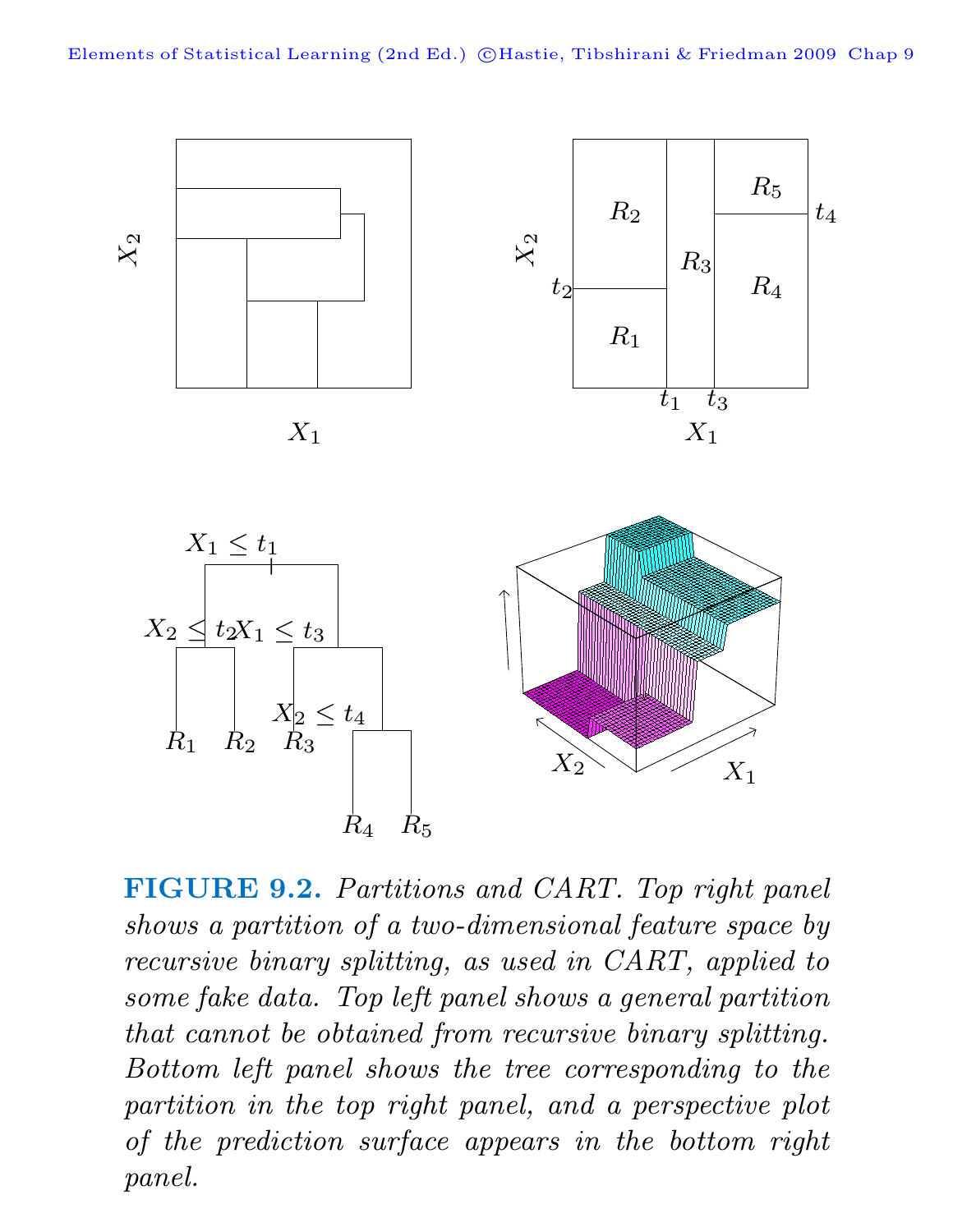**FIGURE 9.2.** *Partitions and CART. Top right panel shows a partition of a two-dimensional feature space by recursive binary splitting, as used in CART, applied to some fake data. Top left panel shows a general partition that cannot be obtained from recursive binary splitting. Bottom left panel shows the tree corresponding to the partition in the top right panel, and a perspective plot of the prediction surface appears in the bottom right panel.*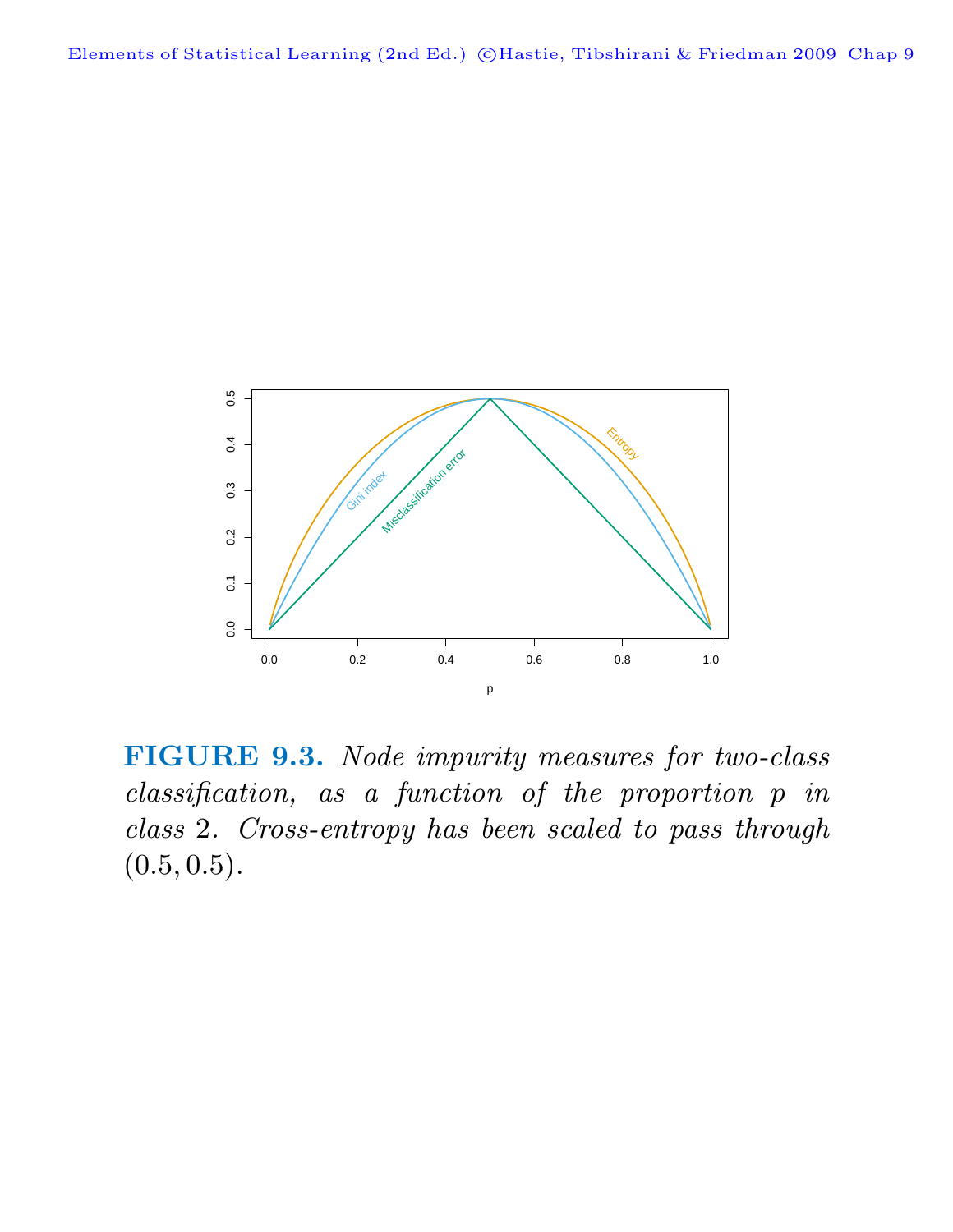**FIGURE 9.3.** *Node impurity measures for two-class classification, as a function of the proportion $p$ in class 2. Cross-entropy has been scaled to pass through* $(0.5, 0.5)$.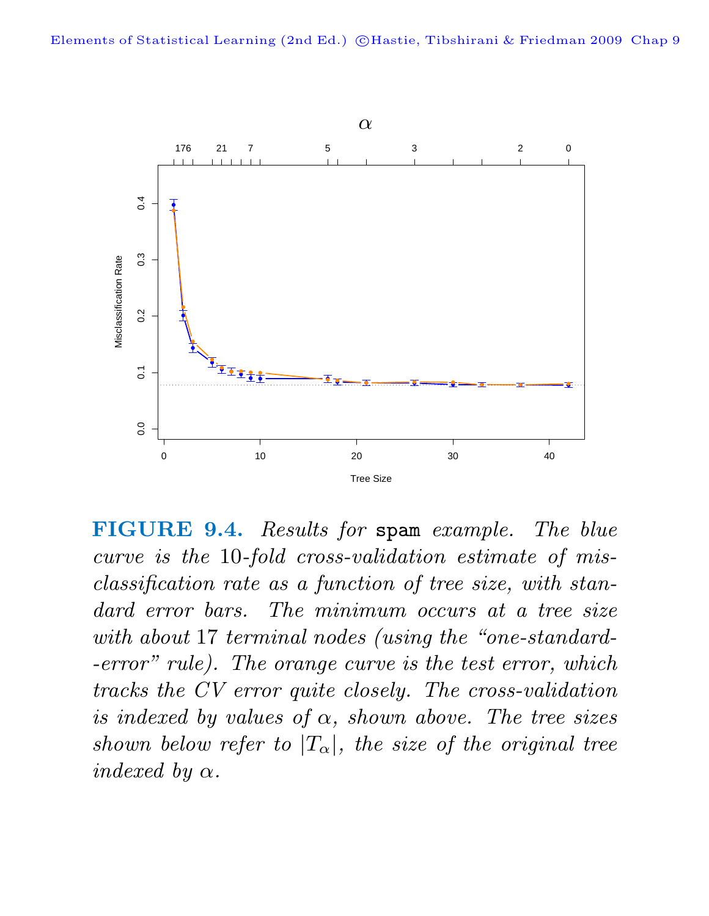**FIGURE 9.4.** *Results for* `spam` *example. The blue curve is the* 10*-fold cross-validation estimate of misclassification rate as a function of tree size, with standard error bars. The minimum occurs at a tree size with about* 17 *terminal nodes (using the "one-standard--error" rule). The orange curve is the test error, which tracks the CV error quite closely. The cross-validation is indexed by values of* $\alpha$*, shown above. The tree sizes shown below refer to* $|T_\alpha|$*, the size of the original tree indexed by* $\alpha$*.*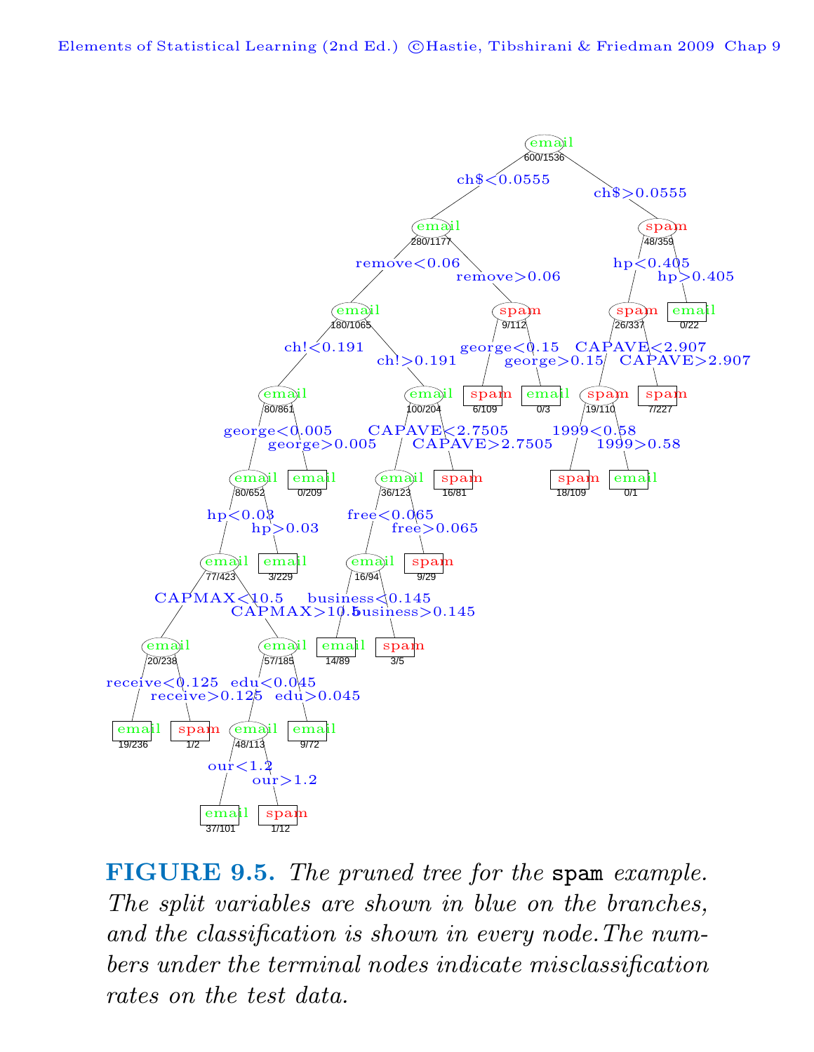**FIGURE 9.5.** *The pruned tree for the* `spam` *example. The split variables are shown in blue on the branches, and the classification is shown in every node. The numbers under the terminal nodes indicate misclassification rates on the test data.*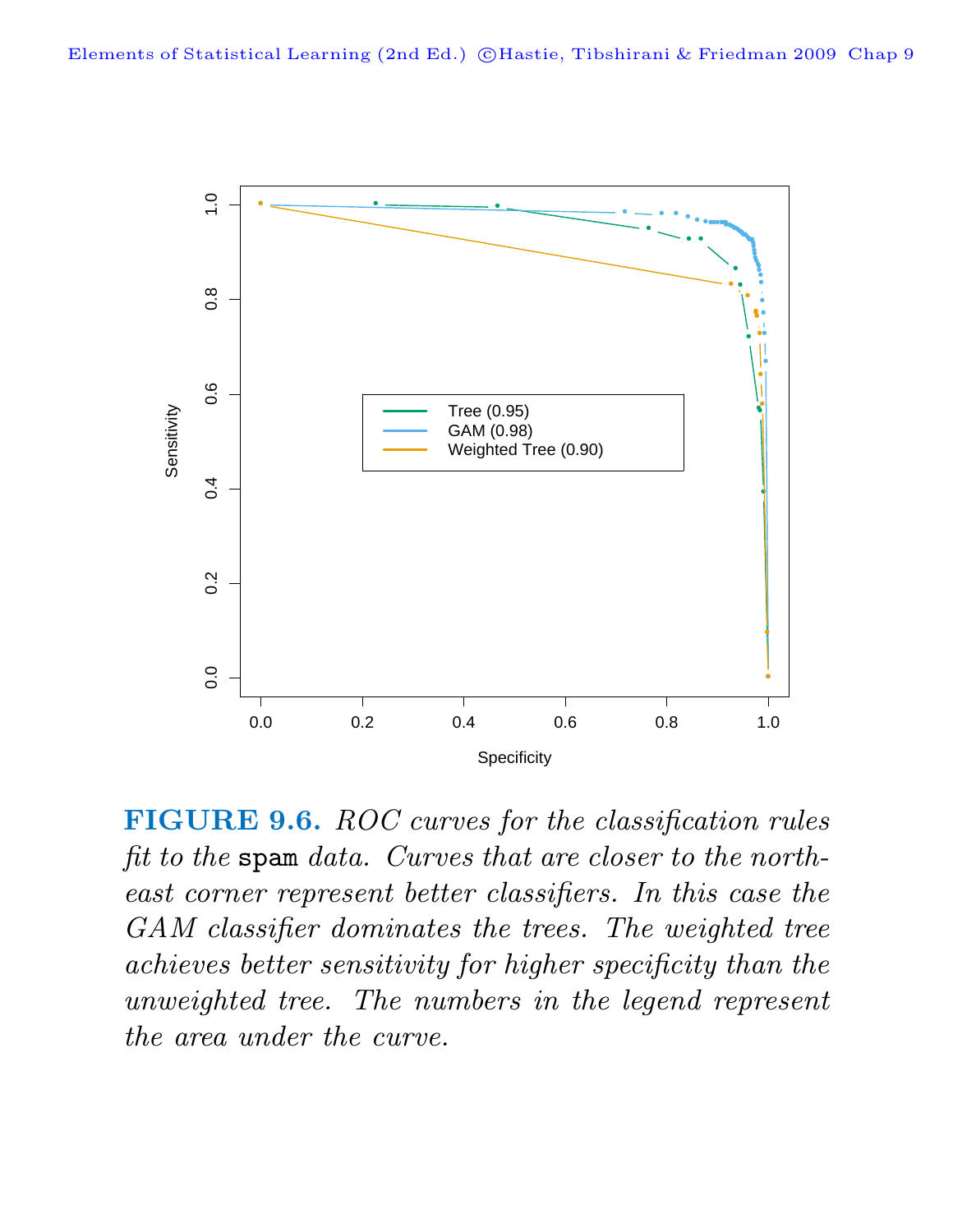**FIGURE 9.6.** *ROC curves for the classification rules fit to the* `spam` *data. Curves that are closer to the northeast corner represent better classifiers. In this case the GAM classifier dominates the trees. The weighted tree achieves better sensitivity for higher specificity than the unweighted tree. The numbers in the legend represent the area under the curve.*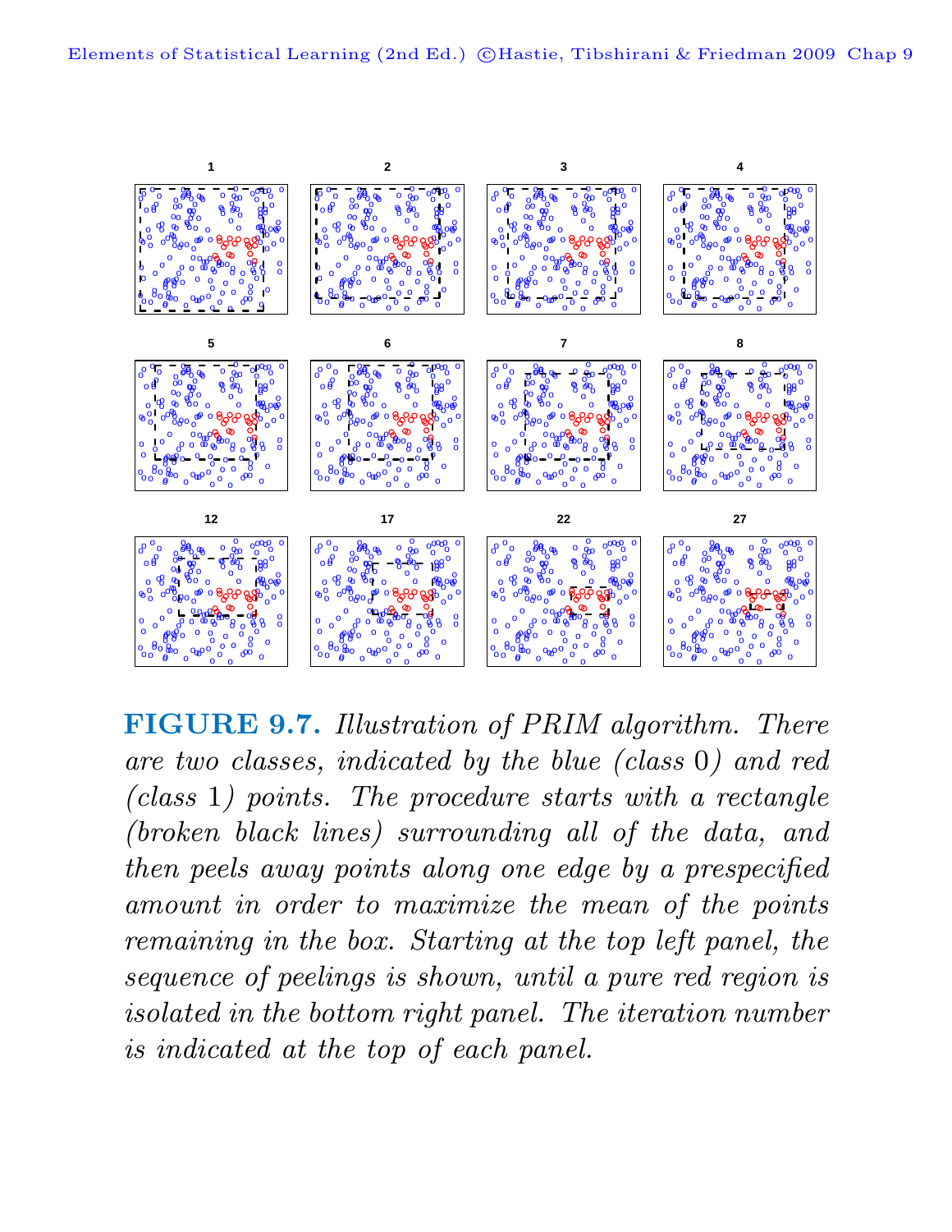**FIGURE 9.7.** *Illustration of PRIM algorithm. There are two classes, indicated by the blue (class 0) and red (class 1) points. The procedure starts with a rectangle (broken black lines) surrounding all of the data, and then peels away points along one edge by a prespecified amount in order to maximize the mean of the points remaining in the box. Starting at the top left panel, the sequence of peelings is shown, until a pure red region is isolated in the bottom right panel. The iteration number is indicated at the top of each panel.*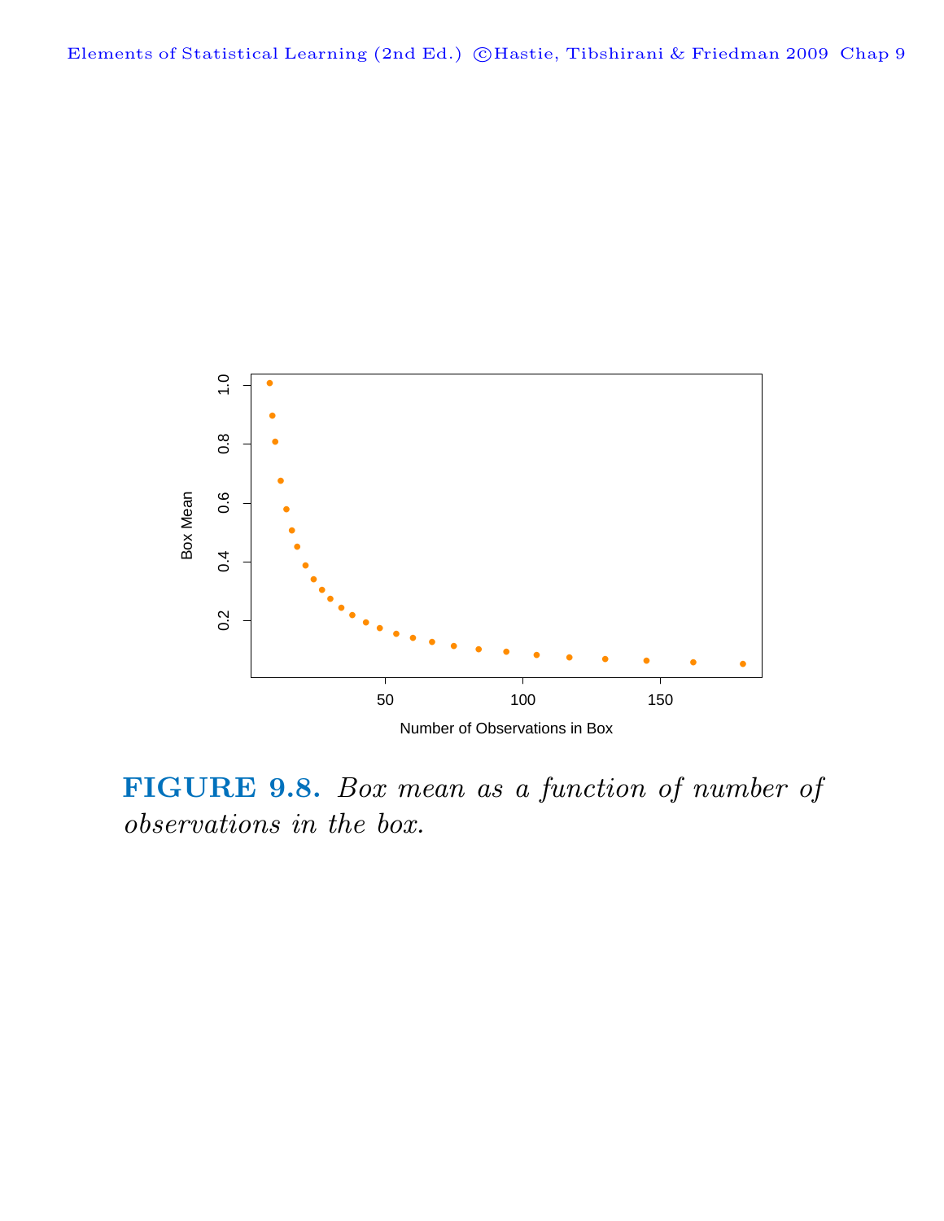**FIGURE 9.8.** *Box mean as a function of number of observations in the box.*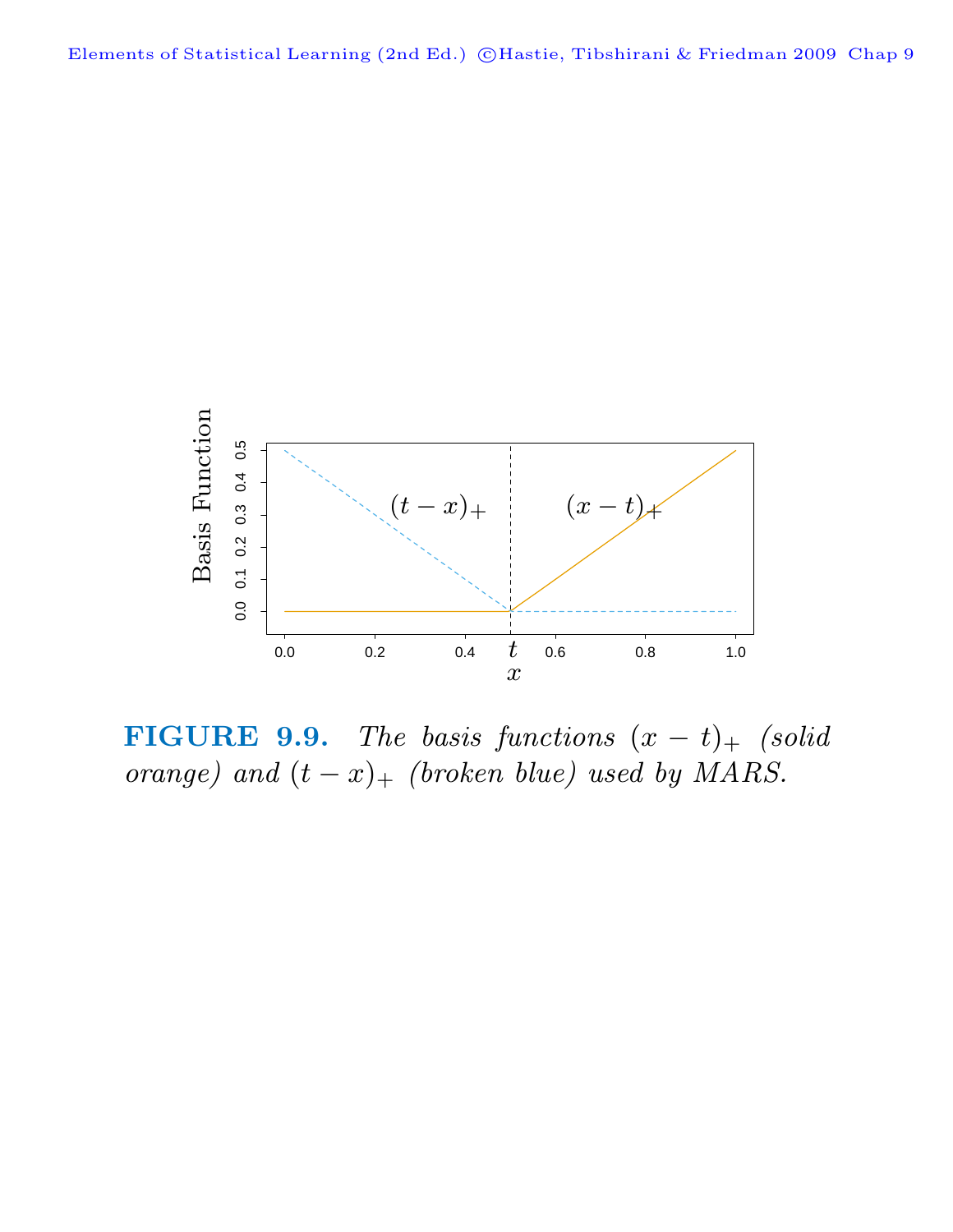**FIGURE 9.9.** *The basis functions $(x - t)_+$ (solid orange) and $(t - x)_+$ (broken blue) used by MARS.*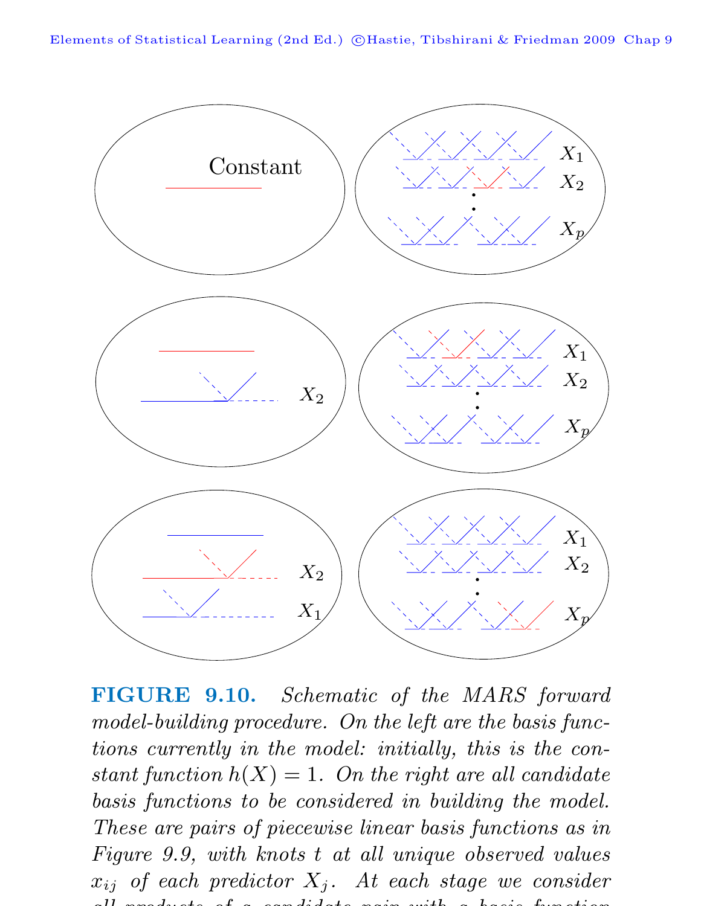**FIGURE 9.10.** *Schematic of the MARS forward model-building procedure. On the left are the basis functions currently in the model: initially, this is the constant function $h(X) = 1$. On the right are all candidate basis functions to be considered in building the model. These are pairs of piecewise linear basis functions as in Figure 9.9, with knots $t$ at all unique observed values $x_{ij}$ of each predictor $X_j$. At each stage we consider all products of a candidate pair with a basis function*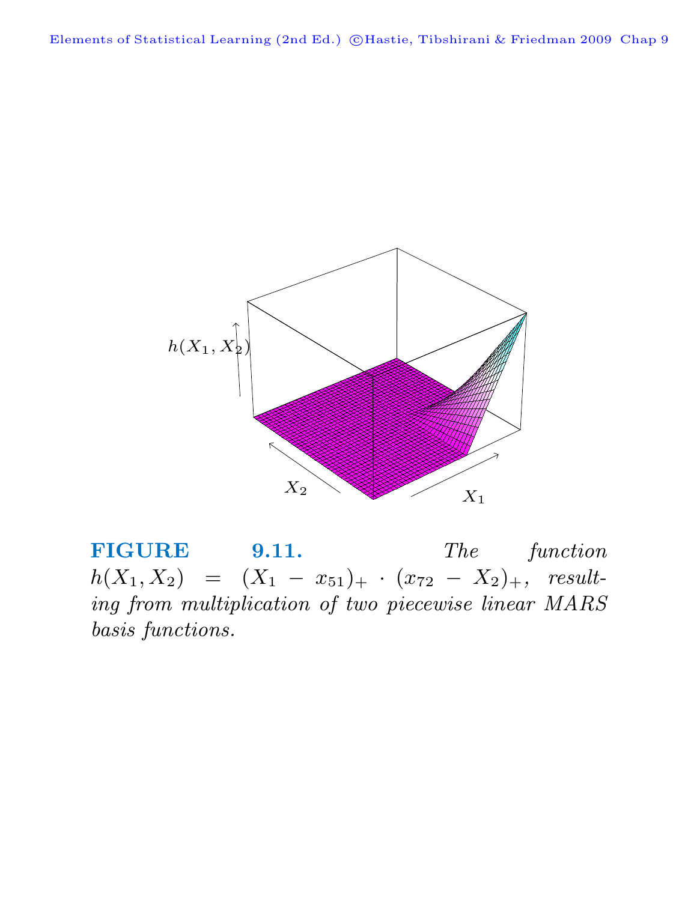**FIGURE 9.11.** *The function $h(X_1, X_2) = (X_1 - x_{51})_+ \cdot (x_{72} - X_2)_+$, resulting from multiplication of two piecewise linear MARS basis functions.*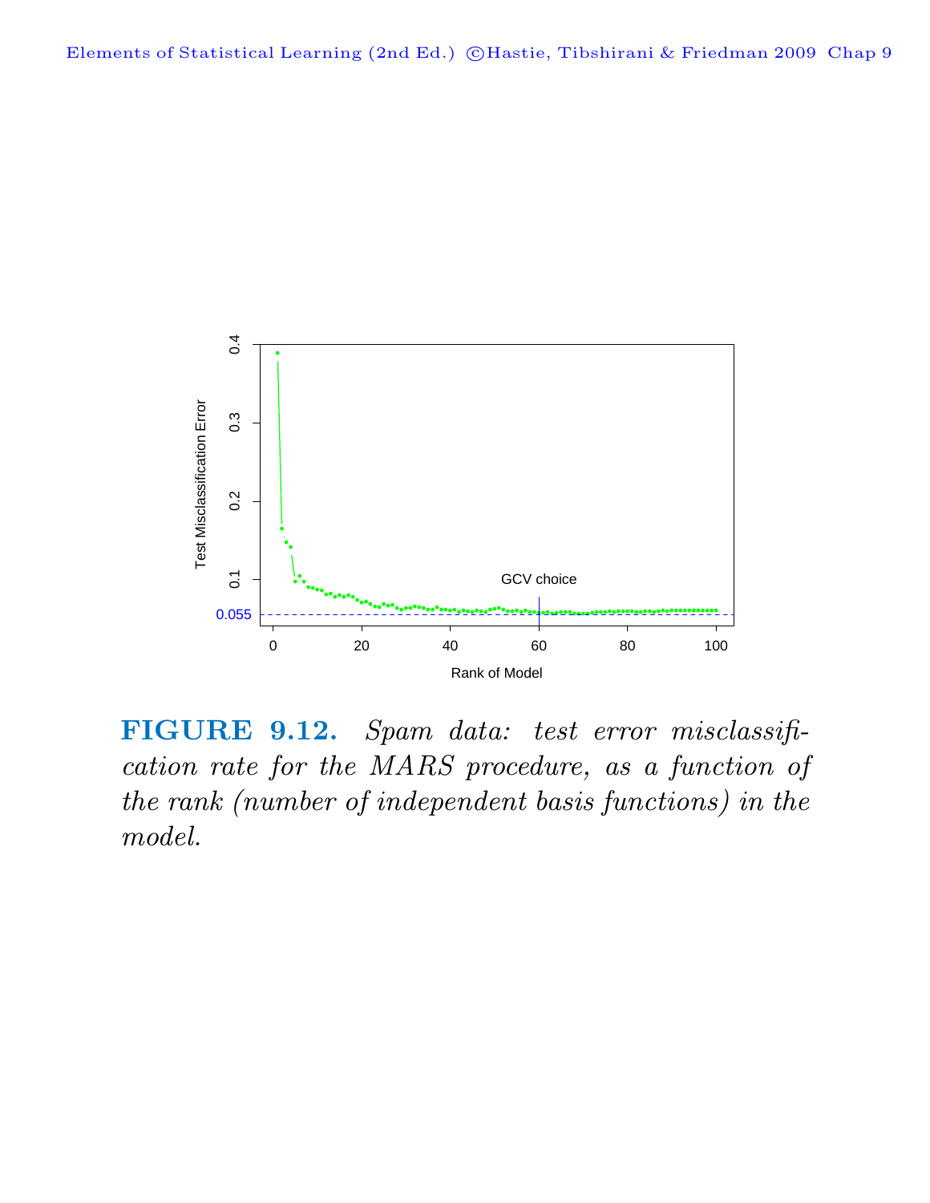**FIGURE 9.12.** *Spam data: test error misclassification rate for the MARS procedure, as a function of the rank (number of independent basis functions) in the model.*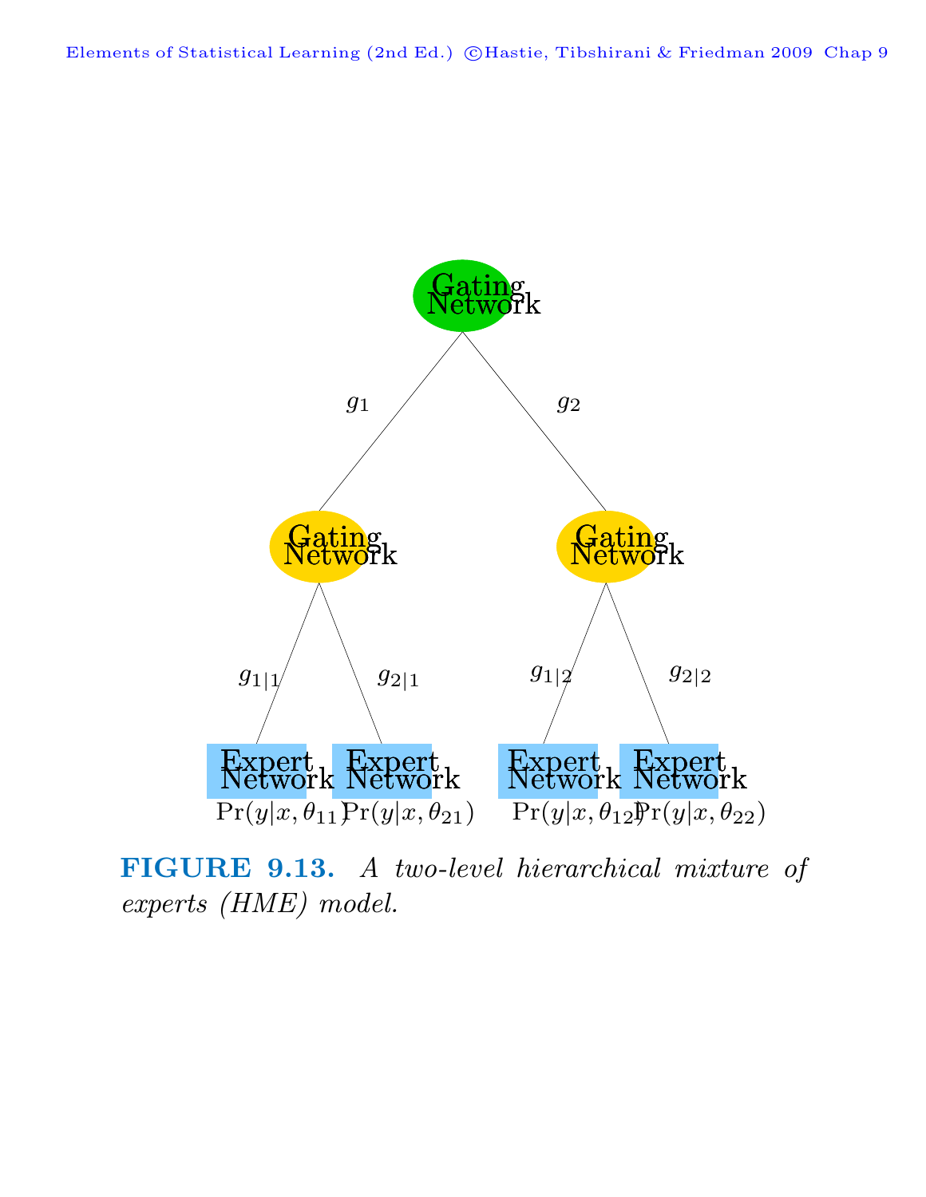Gating Network

$g_1$

$g_2$

Gating Network

Gating Network

$g_{1|1}$

$g_{2|1}$

$g_{1|2}$

$g_{2|2}$

Expert Network

Expert Network

Expert Network

Expert Network

$\Pr(y|x, \theta_{11})$

$\Pr(y|x, \theta_{21})$

$\Pr(y|x, \theta_{12})$

$\Pr(y|x, \theta_{22})$

**FIGURE 9.13.** *A two-level hierarchical mixture of experts (HME) model.*